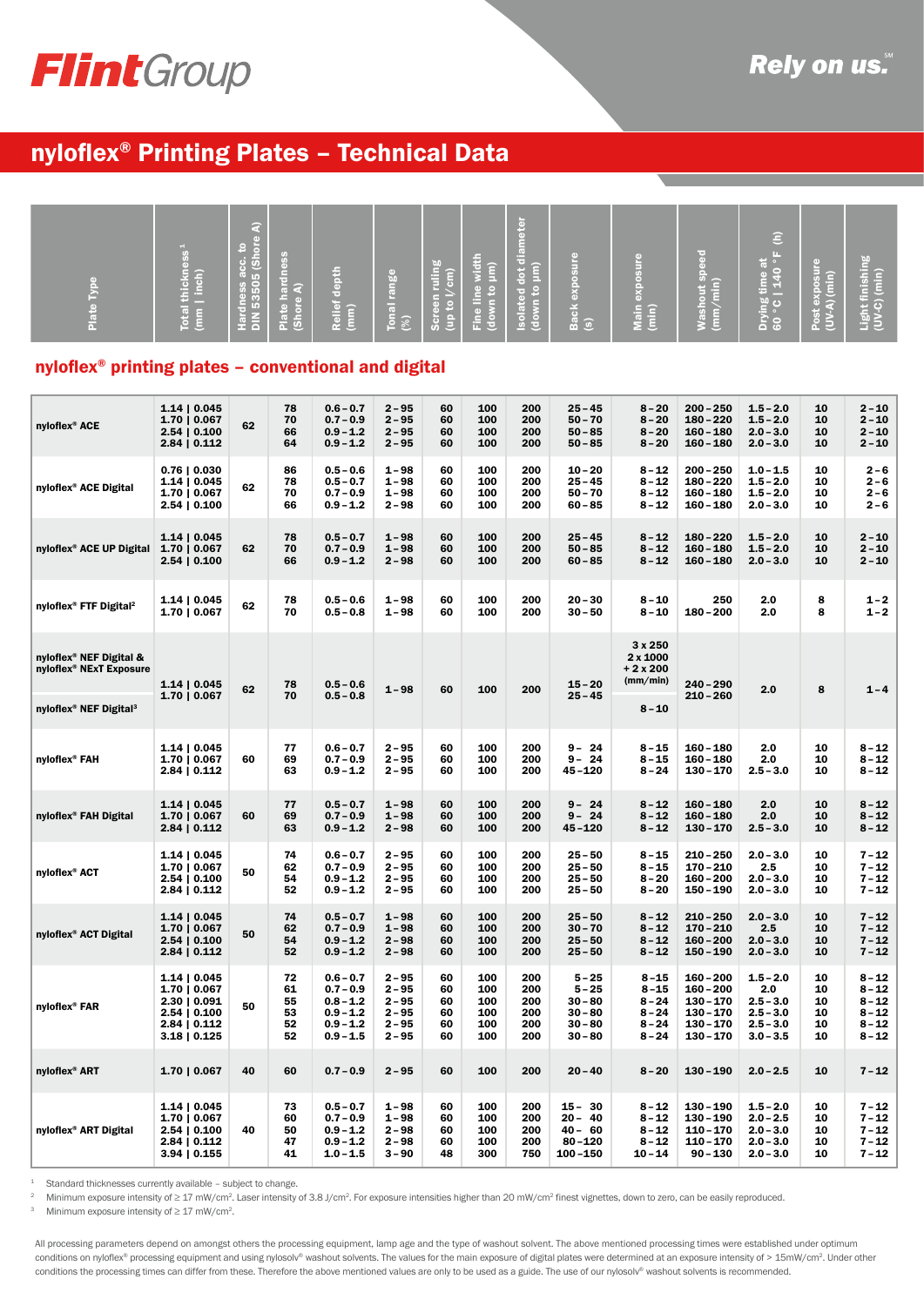# nyloflex® Printing Plates – Technical Data

| Plate Type | Total thickness [1] (mm \| inch) | Hardness acc. to DIN 53505 (Shore A) | Plate hardness (Shore A) | Relief depth (mm) | Tonal range (%) | Screen ruling (up to l/cm) | Fine line width (down to µm) | Isolated dot diameter (down to µm) | Back exposure (s) | Main exposure (min) | Washout speed (mm/min) | Drying time at 60 °C \| 140 °F (h) | Post exposure (UV-A) (min) | Light finishing (UV-C) (min) |
|---|---|---|---|---|---|---|---|---|---|---|---|---|---|---|

## nyloflex® printing plates – conventional and digital

| Plate Type | Total thickness [1] (mm \| inch) | Hardness acc. to DIN 53505 (Shore A) | Plate hardness (Shore A) | Relief depth (mm) | Tonal range (%) | Screen ruling (up to l/cm) | Fine line width (down to µm) | Isolated dot diameter (down to µm) | Back exposure (s) | Main exposure (min) | Washout speed (mm/min) | Drying time at 60 °C \| 140 °F (h) | Post exposure (UV-A) (min) | Light finishing (UV-C) (min) |
|---|---|---|---|---|---|---|---|---|---|---|---|---|---|---|
| nyloflex® ACE | 1.14 \| 0.045<br>1.70 \| 0.067<br>2.54 \| 0.100<br>2.84 \| 0.112 | 62 | 78<br>70<br>66<br>64 | 0.6 – 0.7<br>0.7 – 0.9<br>0.9 – 1.2<br>0.9 – 1.2 | 2 – 95<br>2 – 95<br>2 – 95<br>2 – 95 | 60<br>60<br>60<br>60 | 100<br>100<br>100<br>100 | 200<br>200<br>200<br>200 | 25 – 45<br>50 – 70<br>50 – 85<br>50 – 85 | 8 – 20<br>8 – 20<br>8 – 20<br>8 – 20 | 200 – 250<br>180 – 220<br>160 – 180<br>160 – 180 | 1.5 – 2.0<br>1.5 – 2.0<br>2.0 – 3.0<br>2.0 – 3.0 | 10<br>10<br>10<br>10 | 2 – 10<br>2 – 10<br>2 – 10<br>2 – 10 |
| nyloflex® ACE Digital | 0.76 \| 0.030<br>1.14 \| 0.045<br>1.70 \| 0.067<br>2.54 \| 0.100 | 62 | 86<br>78<br>70<br>66 | 0.5 – 0.6<br>0.5 – 0.7<br>0.7 – 0.9<br>0.9 – 1.2 | 1 – 98<br>1 – 98<br>1 – 98<br>2 – 98 | 60<br>60<br>60<br>60 | 100<br>100<br>100<br>100 | 200<br>200<br>200<br>200 | 10 – 20<br>25 – 45<br>50 – 70<br>60 – 85 | 8 – 12<br>8 – 12<br>8 – 12<br>8 – 12 | 200 – 250<br>180 – 220<br>160 – 180<br>160 – 180 | 1.0 – 1.5<br>1.5 – 2.0<br>1.5 – 2.0<br>2.0 – 3.0 | 10<br>10<br>10<br>10 | 2 – 6<br>2 – 6<br>2 – 6<br>2 – 6 |
| nyloflex® ACE UP Digital | 1.14 \| 0.045<br>1.70 \| 0.067<br>2.54 \| 0.100 | 62 | 78<br>70<br>66 | 0.5 – 0.7<br>0.7 – 0.9<br>0.9 – 1.2 | 1 – 98<br>1 – 98<br>2 – 98 | 60<br>60<br>60 | 100<br>100<br>100 | 200<br>200<br>200 | 25 – 45<br>50 – 85<br>60 – 85 | 8 – 12<br>8 – 12<br>8 – 12 | 180 – 220<br>160 – 180<br>160 – 180 | 1.5 – 2.0<br>1.5 – 2.0<br>2.0 – 3.0 | 10<br>10<br>10 | 2 – 10<br>2 – 10<br>2 – 10 |
| nyloflex® FTF Digital[2] | 1.14 \| 0.045<br>1.70 \| 0.067 | 62 | 78<br>70 | 0.5 – 0.6<br>0.5 – 0.8 | 1 – 98<br>1 – 98 | 60<br>60 | 100<br>100 | 200<br>200 | 20 – 30<br>30 – 50 | 8 – 10<br>8 – 10 | 250<br>180 – 200 | 2.0<br>2.0 | 8<br>8 | 1 – 2<br>1 – 2 |
| nyloflex® NEF Digital & nyloflex® NExT Exposure<br><br>nyloflex® NEF Digital[3] | 1.14 \| 0.045<br>1.70 \| 0.067 | 62 | 78<br>70 | 0.5 – 0.6<br>0.5 – 0.8 | 1 – 98 | 60 | 100 | 200 | 15 – 20<br>25 – 45 | 3 x 250<br>2 x 1000<br>+ 2 x 200<br>(mm/min)<br><br>8 – 10 | 240 – 290<br>210 – 260 | 2.0 | 8 | 1 – 4 |
| nyloflex® FAH | 1.14 \| 0.045<br>1.70 \| 0.067<br>2.84 \| 0.112 | 60 | 77<br>69<br>63 | 0.6 – 0.7<br>0.7 – 0.9<br>0.9 – 1.2 | 2 – 95<br>2 – 95<br>2 – 95 | 60<br>60<br>60 | 100<br>100<br>100 | 200<br>200<br>200 | 9 – 24<br>9 – 24<br>45 – 120 | 8 – 15<br>8 – 15<br>8 – 24 | 160 – 180<br>160 – 180<br>130 – 170 | 2.0<br>2.0<br>2.5 – 3.0 | 10<br>10<br>10 | 8 – 12<br>8 – 12<br>8 – 12 |
| nyloflex® FAH Digital | 1.14 \| 0.045<br>1.70 \| 0.067<br>2.84 \| 0.112 | 60 | 77<br>69<br>63 | 0.5 – 0.7<br>0.7 – 0.9<br>0.9 – 1.2 | 1 – 98<br>1 – 98<br>2 – 98 | 60<br>60<br>60 | 100<br>100<br>100 | 200<br>200<br>200 | 9 – 24<br>9 – 24<br>45 – 120 | 8 – 12<br>8 – 12<br>8 – 12 | 160 – 180<br>160 – 180<br>130 – 170 | 2.0<br>2.0<br>2.5 – 3.0 | 10<br>10<br>10 | 8 – 12<br>8 – 12<br>8 – 12 |
| nyloflex® ACT | 1.14 \| 0.045<br>1.70 \| 0.067<br>2.54 \| 0.100<br>2.84 \| 0.112 | 50 | 74<br>62<br>54<br>52 | 0.6 – 0.7<br>0.7 – 0.9<br>0.9 – 1.2<br>0.9 – 1.2 | 2 – 95<br>2 – 95<br>2 – 95<br>2 – 95 | 60<br>60<br>60<br>60 | 100<br>100<br>100<br>100 | 200<br>200<br>200<br>200 | 25 – 50<br>25 – 50<br>25 – 50<br>25 – 50 | 8 – 15<br>8 – 15<br>8 – 20<br>8 – 20 | 210 – 250<br>170 – 210<br>160 – 200<br>150 – 190 | 2.0 – 3.0<br>2.5<br>2.0 – 3.0<br>2.0 – 3.0 | 10<br>10<br>10<br>10 | 7 – 12<br>7 – 12<br>7 – 12<br>7 – 12 |
| nyloflex® ACT Digital | 1.14 \| 0.045<br>1.70 \| 0.067<br>2.54 \| 0.100<br>2.84 \| 0.112 | 50 | 74<br>62<br>54<br>52 | 0.5 – 0.7<br>0.7 – 0.9<br>0.9 – 1.2<br>0.9 – 1.2 | 1 – 98<br>1 – 98<br>2 – 98<br>2 – 98 | 60<br>60<br>60<br>60 | 100<br>100<br>100<br>100 | 200<br>200<br>200<br>200 | 25 – 50<br>30 – 70<br>25 – 50<br>25 – 50 | 8 – 12<br>8 – 12<br>8 – 12<br>8 – 12 | 210 – 250<br>170 – 210<br>160 – 200<br>150 – 190 | 2.0 – 3.0<br>2.5<br>2.0 – 3.0<br>2.0 – 3.0 | 10<br>10<br>10<br>10 | 7 – 12<br>7 – 12<br>7 – 12<br>7 – 12 |
| nyloflex® FAR | 1.14 \| 0.045<br>1.70 \| 0.067<br>2.30 \| 0.091<br>2.54 \| 0.100<br>2.84 \| 0.112<br>3.18 \| 0.125 | 50 | 72<br>61<br>55<br>53<br>52<br>52 | 0.6 – 0.7<br>0.7 – 0.9<br>0.8 – 1.2<br>0.9 – 1.2<br>0.9 – 1.2<br>0.9 – 1.5 | 2 – 95<br>2 – 95<br>2 – 95<br>2 – 95<br>2 – 95<br>2 – 95 | 60<br>60<br>60<br>60<br>60<br>60 | 100<br>100<br>100<br>100<br>100<br>100 | 200<br>200<br>200<br>200<br>200<br>200 | 5 – 25<br>5 – 25<br>30 – 80<br>30 – 80<br>30 – 80<br>30 – 80 | 8 – 15<br>8 – 15<br>8 – 24<br>8 – 24<br>8 – 24<br>8 – 24 | 160 – 200<br>160 – 200<br>130 – 170<br>130 – 170<br>130 – 170<br>130 – 170 | 1.5 – 2.0<br>2.0<br>2.5 – 3.0<br>2.5 – 3.0<br>2.5 – 3.0<br>3.0 – 3.5 | 10<br>10<br>10<br>10<br>10<br>10 | 8 – 12<br>8 – 12<br>8 – 12<br>8 – 12<br>8 – 12<br>8 – 12 |
| nyloflex® ART | 1.70 \| 0.067 | 40 | 60 | 0.7 – 0.9 | 2 – 95 | 60 | 100 | 200 | 20 – 40 | 8 – 20 | 130 – 190 | 2.0 – 2.5 | 10 | 7 – 12 |
| nyloflex® ART Digital | 1.14 \| 0.045<br>1.70 \| 0.067<br>2.54 \| 0.100<br>2.84 \| 0.112<br>3.94 \| 0.155 | 40 | 73<br>60<br>50<br>47<br>41 | 0.5 – 0.7<br>0.7 – 0.9<br>0.9 – 1.2<br>0.9 – 1.2<br>1.0 – 1.5 | 1 – 98<br>1 – 98<br>2 – 98<br>2 – 98<br>3 – 90 | 60<br>60<br>60<br>60<br>48 | 100<br>100<br>100<br>100<br>300 | 200<br>200<br>200<br>200<br>750 | 15 – 30<br>20 – 40<br>40 – 60<br>80 – 120<br>100 – 150 | 8 – 12<br>8 – 12<br>8 – 12<br>8 – 12<br>10 – 14 | 130 – 190<br>130 – 190<br>110 – 170<br>110 – 170<br>90 – 130 | 1.5 – 2.0<br>2.0 – 2.5<br>2.0 – 3.0<br>2.0 – 3.0<br>2.0 – 3.0 | 10<br>10<br>10<br>10<br>10 | 7 – 12<br>7 – 12<br>7 – 12<br>7 – 12<br>7 – 12 |

[1] Standard thicknesses currently available – subject to change.

[2] Minimum exposure intensity of ≥ 17 mW/cm². Laser intensity of 3.8 J/cm². For exposure intensities higher than 20 mW/cm² finest vignettes, down to zero, can be easily reproduced.

[3] Minimum exposure intensity of ≥ 17 mW/cm².

All processing parameters depend on amongst others the processing equipment, lamp age and the type of washout solvent. The above mentioned processing times were established under optimum conditions on nyloflex® processing equipment and using nylosolv® washout solvents. The values for the main exposure of digital plates were determined at an exposure intensity of > 15mW/cm². Under other conditions the processing times can differ from these. Therefore the above mentioned values are only to be used as a guide. The use of our nylosolv® washout solvents is recommended.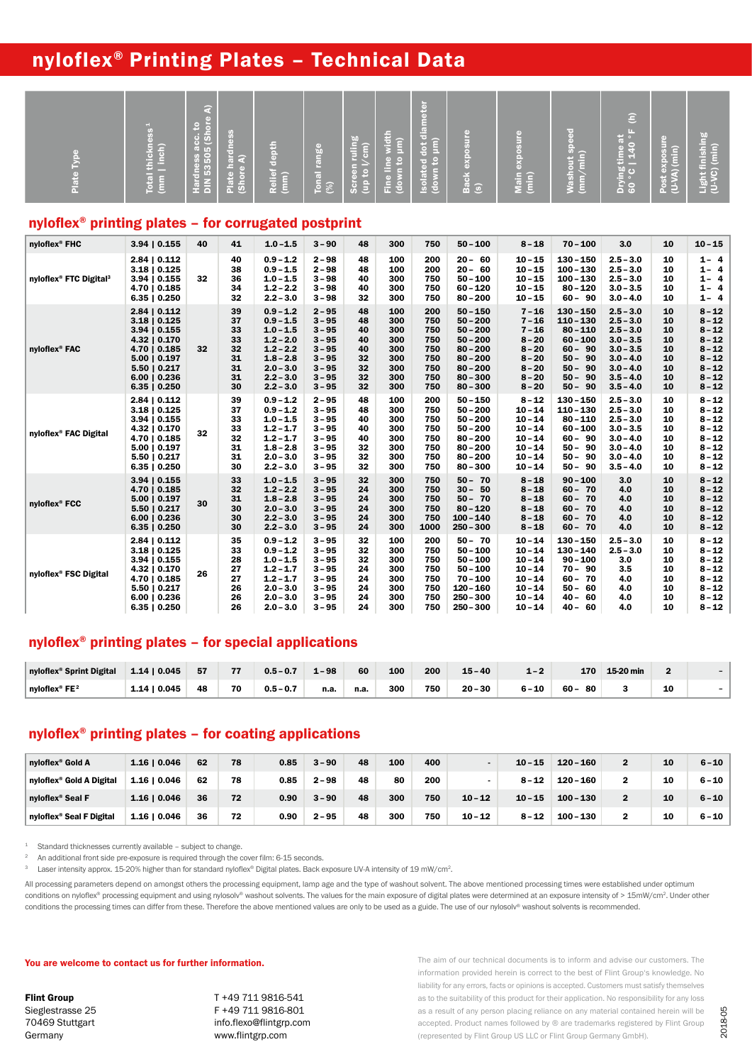# nyloflex® Printing Plates – Technical Data

## nyloflex® printing plates – for corrugated postprint

| Plate Type | Total thickness[1] (mm \| inch) | Hardness acc. to DIN 53505 (Shore A) | Plate hardness (Shore A) | Relief depth (mm) | Tonal range (%) | Screen ruling (up to l/cm) | Fine line width (down to µm) | Isolated dot diameter (down to µm) | Back exposure (s) | Main exposure (min) | Washout speed (mm/min) | Drying time at 60 °C \| 140 °F (h) | Post exposure (U-VA) (min) | Light finishing (U-VC) (min) |
|---|---|---|---|---|---|---|---|---|---|---|---|---|---|---|
| nyloflex® FHC | 3.94 \| 0.155 | 40 | 41 | 1.0 – 1.5 | 3 – 90 | 48 | 300 | 750 | 50 – 100 | 8 – 18 | 70 – 100 | 3.0 | 10 | 10 – 15 |
| nyloflex® FTC Digital[3] | 2.84 \| 0.112 | 32 | 40 | 0.9 – 1.2 | 2 – 98 | 48 | 100 | 200 | 20 – 60 | 10 – 15 | 130 – 150 | 2.5 – 3.0 | 10 | 1 – 4 |
| | 3.18 \| 0.125 | | 38 | 0.9 – 1.5 | 2 – 98 | 48 | 100 | 200 | 20 – 60 | 10 – 15 | 100 – 130 | 2.5 – 3.0 | 10 | 1 – 4 |
| | 3.94 \| 0.155 | | 36 | 1.0 – 1.5 | 3 – 98 | 40 | 300 | 750 | 50 – 100 | 10 – 15 | 100 – 130 | 2.5 – 3.0 | 10 | 1 – 4 |
| | 4.70 \| 0.185 | | 34 | 1.2 – 2.2 | 3 – 98 | 40 | 300 | 750 | 60 – 120 | 10 – 15 | 80 – 120 | 3.0 – 3.5 | 10 | 1 – 4 |
| | 6.35 \| 0.250 | | 32 | 2.2 – 3.0 | 3 – 98 | 32 | 300 | 750 | 80 – 200 | 10 – 15 | 60 – 90 | 3.0 – 4.0 | 10 | 1 – 4 |
| nyloflex® FAC | 2.84 \| 0.112 | 32 | 39 | 0.9 – 1.2 | 2 – 95 | 48 | 100 | 200 | 50 – 150 | 7 – 16 | 130 – 150 | 2.5 – 3.0 | 10 | 8 – 12 |
| | 3.18 \| 0.125 | | 37 | 0.9 – 1.5 | 3 – 95 | 48 | 300 | 750 | 50 – 200 | 7 – 16 | 110 – 130 | 2.5 – 3.0 | 10 | 8 – 12 |
| | 3.94 \| 0.155 | | 33 | 1.0 – 1.5 | 3 – 95 | 40 | 300 | 750 | 50 – 200 | 7 – 16 | 80 – 110 | 2.5 – 3.0 | 10 | 8 – 12 |
| | 4.32 \| 0.170 | | 33 | 1.2 – 2.0 | 3 – 95 | 40 | 300 | 750 | 50 – 200 | 8 – 20 | 60 – 100 | 3.0 – 3.5 | 10 | 8 – 12 |
| | 4.70 \| 0.185 | | 32 | 1.2 – 2.2 | 3 – 95 | 40 | 300 | 750 | 80 – 200 | 8 – 20 | 60 – 90 | 3.0 – 3.5 | 10 | 8 – 12 |
| | 5.00 \| 0.197 | | 31 | 1.8 – 2.8 | 3 – 95 | 32 | 300 | 750 | 80 – 200 | 8 – 20 | 50 – 90 | 3.0 – 4.0 | 10 | 8 – 12 |
| | 5.50 \| 0.217 | | 31 | 2.0 – 3.0 | 3 – 95 | 32 | 300 | 750 | 80 – 200 | 8 – 20 | 50 – 90 | 3.0 – 4.0 | 10 | 8 – 12 |
| | 6.00 \| 0.236 | | 31 | 2.2 – 3.0 | 3 – 95 | 32 | 300 | 750 | 80 – 300 | 8 – 20 | 50 – 90 | 3.5 – 4.0 | 10 | 8 – 12 |
| | 6.35 \| 0.250 | | 30 | 2.2 – 3.0 | 3 – 95 | 32 | 300 | 750 | 80 – 300 | 8 – 20 | 50 – 90 | 3.5 – 4.0 | 10 | 8 – 12 |
| nyloflex® FAC Digital | 2.84 \| 0.112 | 32 | 39 | 0.9 – 1.2 | 2 – 95 | 48 | 100 | 200 | 50 – 150 | 8 – 12 | 130 – 150 | 2.5 – 3.0 | 10 | 8 – 12 |
| | 3.18 \| 0.125 | | 37 | 0.9 – 1.2 | 3 – 95 | 48 | 300 | 750 | 50 – 200 | 10 – 14 | 110 – 130 | 2.5 – 3.0 | 10 | 8 – 12 |
| | 3.94 \| 0.155 | | 33 | 1.0 – 1.5 | 3 – 95 | 40 | 300 | 750 | 50 – 200 | 10 – 14 | 80 – 110 | 2.5 – 3.0 | 10 | 8 – 12 |
| | 4.32 \| 0.170 | | 33 | 1.2 – 1.7 | 3 – 95 | 40 | 300 | 750 | 50 – 200 | 10 – 14 | 60 – 100 | 3.0 – 3.5 | 10 | 8 – 12 |
| | 4.70 \| 0.185 | | 32 | 1.2 – 1.7 | 3 – 95 | 40 | 300 | 750 | 80 – 200 | 10 – 14 | 60 – 90 | 3.0 – 4.0 | 10 | 8 – 12 |
| | 5.00 \| 0.197 | | 31 | 1.8 – 2.8 | 3 – 95 | 32 | 300 | 750 | 80 – 200 | 10 – 14 | 50 – 90 | 3.0 – 4.0 | 10 | 8 – 12 |
| | 5.50 \| 0.217 | | 31 | 2.0 – 3.0 | 3 – 95 | 32 | 300 | 750 | 80 – 200 | 10 – 14 | 50 – 90 | 3.0 – 4.0 | 10 | 8 – 12 |
| | 6.35 \| 0.250 | | 30 | 2.2 – 3.0 | 3 – 95 | 32 | 300 | 750 | 80 – 300 | 10 – 14 | 50 – 90 | 3.5 – 4.0 | 10 | 8 – 12 |
| nyloflex® FCC | 3.94 \| 0.155 | 30 | 33 | 1.0 – 1.5 | 3 – 95 | 32 | 300 | 750 | 50 – 70 | 8 – 18 | 90 – 100 | 3.0 | 10 | 8 – 12 |
| | 4.70 \| 0.185 | | 32 | 1.2 – 2.2 | 3 – 95 | 24 | 300 | 750 | 30 – 50 | 8 – 18 | 60 – 70 | 4.0 | 10 | 8 – 12 |
| | 5.00 \| 0.197 | | 31 | 1.8 – 2.8 | 3 – 95 | 24 | 300 | 750 | 50 – 70 | 8 – 18 | 60 – 70 | 4.0 | 10 | 8 – 12 |
| | 5.50 \| 0.217 | | 30 | 2.0 – 3.0 | 3 – 95 | 24 | 300 | 750 | 80 – 120 | 8 – 18 | 60 – 70 | 4.0 | 10 | 8 – 12 |
| | 6.00 \| 0.236 | | 30 | 2.2 – 3.0 | 3 – 95 | 24 | 300 | 750 | 100 – 140 | 8 – 18 | 60 – 70 | 4.0 | 10 | 8 – 12 |
| | 6.35 \| 0.250 | | 30 | 2.2 – 3.0 | 3 – 95 | 24 | 300 | 1000 | 250 – 300 | 8 – 18 | 60 – 70 | 4.0 | 10 | 8 – 12 |
| nyloflex® FSC Digital | 2.84 \| 0.112 | 26 | 35 | 0.9 – 1.2 | 3 – 95 | 32 | 100 | 200 | 50 – 70 | 10 – 14 | 130 – 150 | 2.5 – 3.0 | 10 | 8 – 12 |
| | 3.18 \| 0.125 | | 33 | 0.9 – 1.2 | 3 – 95 | 32 | 300 | 750 | 50 – 100 | 10 – 14 | 130 – 140 | 2.5 – 3.0 | 10 | 8 – 12 |
| | 3.94 \| 0.155 | | 28 | 1.0 – 1.5 | 3 – 95 | 32 | 300 | 750 | 50 – 100 | 10 – 14 | 90 – 100 | 3.0 | 10 | 8 – 12 |
| | 4.32 \| 0.170 | | 27 | 1.2 – 1.7 | 3 – 95 | 24 | 300 | 750 | 50 – 100 | 10 – 14 | 70 – 90 | 3.5 | 10 | 8 – 12 |
| | 4.70 \| 0.185 | | 27 | 1.2 – 1.7 | 3 – 95 | 24 | 300 | 750 | 70 – 100 | 10 – 14 | 60 – 70 | 4.0 | 10 | 8 – 12 |
| | 5.50 \| 0.217 | | 26 | 2.0 – 3.0 | 3 – 95 | 24 | 300 | 750 | 120 – 160 | 10 – 14 | 50 – 60 | 4.0 | 10 | 8 – 12 |
| | 6.00 \| 0.236 | | 26 | 2.0 – 3.0 | 3 – 95 | 24 | 300 | 750 | 250 – 300 | 10 – 14 | 40 – 60 | 4.0 | 10 | 8 – 12 |
| | 6.35 \| 0.250 | | 26 | 2.2 – 3.0 | 3 – 95 | 24 | 300 | 750 | 250 – 300 | 10 – 14 | 40 – 60 | 4.0 | 10 | 8 – 12 |

## nyloflex® printing plates – for special applications

| Plate Type | Total thickness[1] (mm \| inch) | Hardness acc. to DIN 53505 (Shore A) | Plate hardness (Shore A) | Relief depth (mm) | Tonal range (%) | Screen ruling (up to l/cm) | Fine line width (down to µm) | Isolated dot diameter (down to µm) | Back exposure (s) | Main exposure (min) | Washout speed (mm/min) | Drying time at 60 °C \| 140 °F (h) | Post exposure (U-VA) (min) | Light finishing (U-VC) (min) |
|---|---|---|---|---|---|---|---|---|---|---|---|---|---|---|
| nyloflex® Sprint Digital | 1.14 \| 0.045 | 57 | 77 | 0.5 – 0.7 | 1 – 98 | 60 | 100 | 200 | 15 – 40 | 1 – 2 | 170 | 15-20 min | 2 | – |
| nyloflex® FE[2] | 1.14 \| 0.045 | 48 | 70 | 0.5 – 0.7 | n.a. | n.a. | 300 | 750 | 20 – 30 | 6 – 10 | 60 – 80 | 3 | 10 | – |

## nyloflex® printing plates – for coating applications

| Plate Type | Total thickness[1] (mm \| inch) | Hardness acc. to DIN 53505 (Shore A) | Plate hardness (Shore A) | Relief depth (mm) | Tonal range (%) | Screen ruling (up to l/cm) | Fine line width (down to µm) | Isolated dot diameter (down to µm) | Back exposure (s) | Main exposure (min) | Washout speed (mm/min) | Drying time at 60 °C \| 140 °F (h) | Post exposure (U-VA) (min) | Light finishing (U-VC) (min) |
|---|---|---|---|---|---|---|---|---|---|---|---|---|---|---|
| nyloflex® Gold A | 1.16 \| 0.046 | 62 | 78 | 0.85 | 3 – 90 | 48 | 100 | 400 | - | 10 – 15 | 120 – 160 | 2 | 10 | 6 – 10 |
| nyloflex® Gold A Digital | 1.16 \| 0.046 | 62 | 78 | 0.85 | 2 – 98 | 48 | 80 | 200 | - | 8 – 12 | 120 – 160 | 2 | 10 | 6 – 10 |
| nyloflex® Seal F | 1.16 \| 0.046 | 36 | 72 | 0.90 | 3 – 90 | 48 | 300 | 750 | 10 – 12 | 10 – 15 | 100 – 130 | 2 | 10 | 6 – 10 |
| nyloflex® Seal F Digital | 1.16 \| 0.046 | 36 | 72 | 0.90 | 2 – 95 | 48 | 300 | 750 | 10 – 12 | 8 – 12 | 100 – 130 | 2 | 10 | 6 – 10 |

[1] Standard thicknesses currently available – subject to change.

[2] An additional front side pre-exposure is required through the cover film: 6-15 seconds.

[3] Laser intensity approx. 15-20% higher than for standard nyloflex® Digital plates. Back exposure UV-A intensity of 19 mW/cm².

All processing parameters depend on amongst others the processing equipment, lamp age and the type of washout solvent. The above mentioned processing times were established under optimum conditions on nyloflex® processing equipment and using nylosolv® washout solvents. The values for the main exposure of digital plates were determined at an exposure intensity of > 15mW/cm². Under other conditions the processing times can differ from these. Therefore the above mentioned values are only to be used as a guide. The use of our nylosolv® washout solvents is recommended.

**You are welcome to contact us for further information.**

**Flint Group**
Sieglestrasse 25
70469 Stuttgart
Germany

T +49 711 9816-541
F +49 711 9816-801
info.flexo@flintgrp.com
www.flintgrp.com

The aim of our technical documents is to inform and advise our customers. The information provided herein is correct to the best of Flint Group's knowledge. No liability for any errors, facts or opinions is accepted. Customers must satisfy themselves as to the suitability of this product for their application. No responsibility for any loss as a result of any person placing reliance on any material contained herein will be accepted. Product names followed by ® are trademarks registered by Flint Group (represented by Flint Group US LLC or Flint Group Germany GmbH).

2018-05